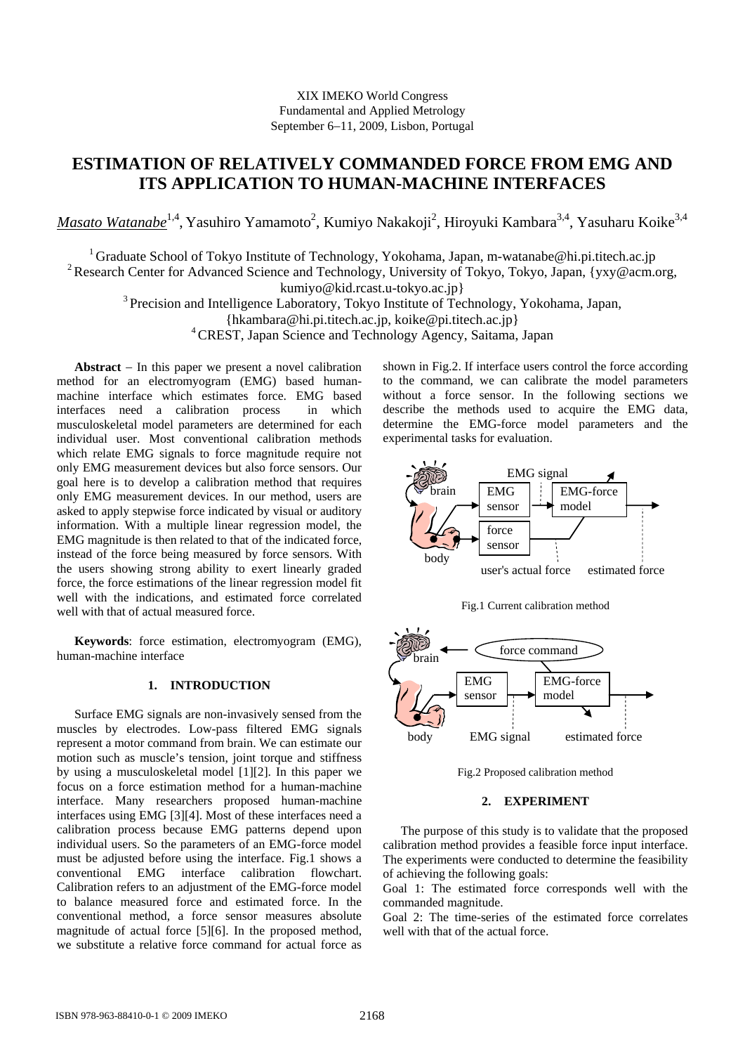XIX IMEKO World Congress
Fundamental and Applied Metrology
September 6−11, 2009, Lisbon, Portugal

# ESTIMATION OF RELATIVELY COMMANDED FORCE FROM EMG AND ITS APPLICATION TO HUMAN-MACHINE INTERFACES

*Masato Watanabe*[1,4], Yasuhiro Yamamoto[2], Kumiyo Nakakoji[2], Hiroyuki Kambara[3,4], Yasuharu Koike[3,4]

[1] Graduate School of Tokyo Institute of Technology, Yokohama, Japan, m-watanabe@hi.pi.titech.ac.jp
[2] Research Center for Advanced Science and Technology, University of Tokyo, Tokyo, Japan, {yxy@acm.org, kumiyo@kid.rcast.u-tokyo.ac.jp}
[3] Precision and Intelligence Laboratory, Tokyo Institute of Technology, Yokohama, Japan, {hkambara@hi.pi.titech.ac.jp, koike@pi.titech.ac.jp}
[4] CREST, Japan Science and Technology Agency, Saitama, Japan

**Abstract** – In this paper we present a novel calibration method for an electromyogram (EMG) based human-machine interface which estimates force. EMG based interfaces need a calibration process in which musculoskeletal model parameters are determined for each individual user. Most conventional calibration methods which relate EMG signals to force magnitude require not only EMG measurement devices but also force sensors. Our goal here is to develop a calibration method that requires only EMG measurement devices. In our method, users are asked to apply stepwise force indicated by visual or auditory information. With a multiple linear regression model, the EMG magnitude is then related to that of the indicated force, instead of the force being measured by force sensors. With the users showing strong ability to exert linearly graded force, the force estimations of the linear regression model fit well with the indications, and estimated force correlated well with that of actual measured force.

**Keywords**: force estimation, electromyogram (EMG), human-machine interface

## 1. INTRODUCTION

Surface EMG signals are non-invasively sensed from the muscles by electrodes. Low-pass filtered EMG signals represent a motor command from brain. We can estimate our motion such as muscle's tension, joint torque and stiffness by using a musculoskeletal model [1][2]. In this paper we focus on a force estimation method for a human-machine interface. Many researchers proposed human-machine interfaces using EMG [3][4]. Most of these interfaces need a calibration process because EMG patterns depend upon individual users. So the parameters of an EMG-force model must be adjusted before using the interface. Fig.1 shows a conventional EMG interface calibration flowchart. Calibration refers to an adjustment of the EMG-force model to balance measured force and estimated force. In the conventional method, a force sensor measures absolute magnitude of actual force [5][6]. In the proposed method, we substitute a relative force command for actual force as shown in Fig.2. If interface users control the force according to the command, we can calibrate the model parameters without a force sensor. In the following sections we describe the methods used to acquire the EMG data, determine the EMG-force model parameters and the experimental tasks for evaluation.

Fig.1 Current calibration method

Fig.2 Proposed calibration method

## 2. EXPERIMENT

The purpose of this study is to validate that the proposed calibration method provides a feasible force input interface. The experiments were conducted to determine the feasibility of achieving the following goals:

Goal 1: The estimated force corresponds well with the commanded magnitude.

Goal 2: The time-series of the estimated force correlates well with that of the actual force.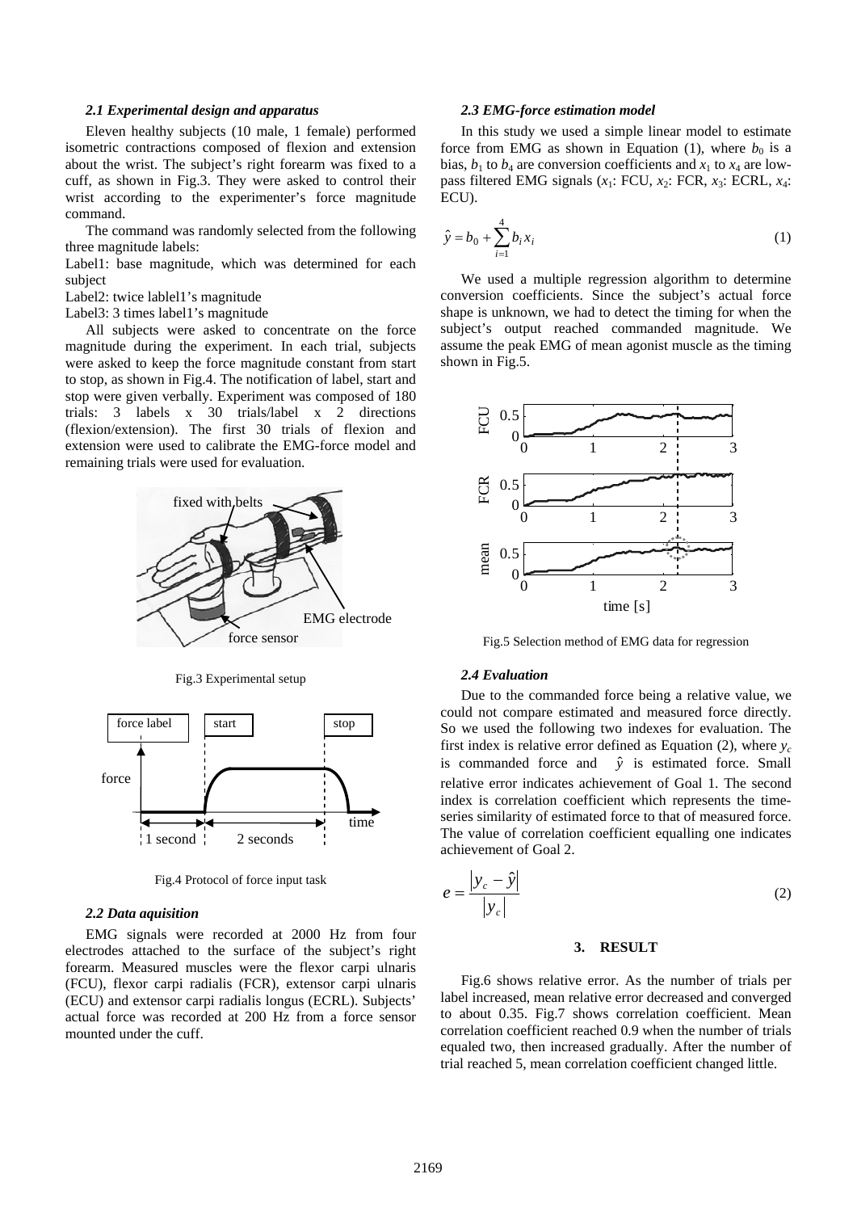### *2.1 Experimental design and apparatus*

Eleven healthy subjects (10 male, 1 female) performed isometric contractions composed of flexion and extension about the wrist. The subject's right forearm was fixed to a cuff, as shown in Fig.3. They were asked to control their wrist according to the experimenter's force magnitude command.

The command was randomly selected from the following three magnitude labels:

Label1: base magnitude, which was determined for each subject

Label2: twice lablel1's magnitude

Label3: 3 times label1's magnitude

All subjects were asked to concentrate on the force magnitude during the experiment. In each trial, subjects were asked to keep the force magnitude constant from start to stop, as shown in Fig.4. The notification of label, start and stop were given verbally. Experiment was composed of 180 trials: 3 labels x 30 trials/label x 2 directions (flexion/extension). The first 30 trials of flexion and extension were used to calibrate the EMG-force model and remaining trials were used for evaluation.

Fig.3 Experimental setup

Fig.4 Protocol of force input task

### *2.2 Data aquisition*

EMG signals were recorded at 2000 Hz from four electrodes attached to the surface of the subject's right forearm. Measured muscles were the flexor carpi ulnaris (FCU), flexor carpi radialis (FCR), extensor carpi ulnaris (ECU) and extensor carpi radialis longus (ECRL). Subjects' actual force was recorded at 200 Hz from a force sensor mounted under the cuff.

### *2.3 EMG-force estimation model*

In this study we used a simple linear model to estimate force from EMG as shown in Equation (1), where $b_0$ is a bias, $b_1$ to $b_4$ are conversion coefficients and $x_1$ to $x_4$ are low-pass filtered EMG signals ($x_1$: FCU, $x_2$: FCR, $x_3$: ECRL, $x_4$: ECU).

$$\hat{y} = b_0 + \sum_{i=1}^{4} b_i x_i \tag{1}$$

We used a multiple regression algorithm to determine conversion coefficients. Since the subject's actual force shape is unknown, we had to detect the timing for when the subject's output reached commanded magnitude. We assume the peak EMG of mean agonist muscle as the timing shown in Fig.5.

Fig.5 Selection method of EMG data for regression

### *2.4 Evaluation*

Due to the commanded force being a relative value, we could not compare estimated and measured force directly. So we used the following two indexes for evaluation. The first index is relative error defined as Equation (2), where $y_c$ is commanded force and $\hat{y}$ is estimated force. Small relative error indicates achievement of Goal 1. The second index is correlation coefficient which represents the time-series similarity of estimated force to that of measured force. The value of correlation coefficient equalling one indicates achievement of Goal 2.

$$e = \frac{|y_c - \hat{y}|}{|y_c|} \tag{2}$$

## 3. RESULT

Fig.6 shows relative error. As the number of trials per label increased, mean relative error decreased and converged to about 0.35. Fig.7 shows correlation coefficient. Mean correlation coefficient reached 0.9 when the number of trials equaled two, then increased gradually. After the number of trial reached 5, mean correlation coefficient changed little.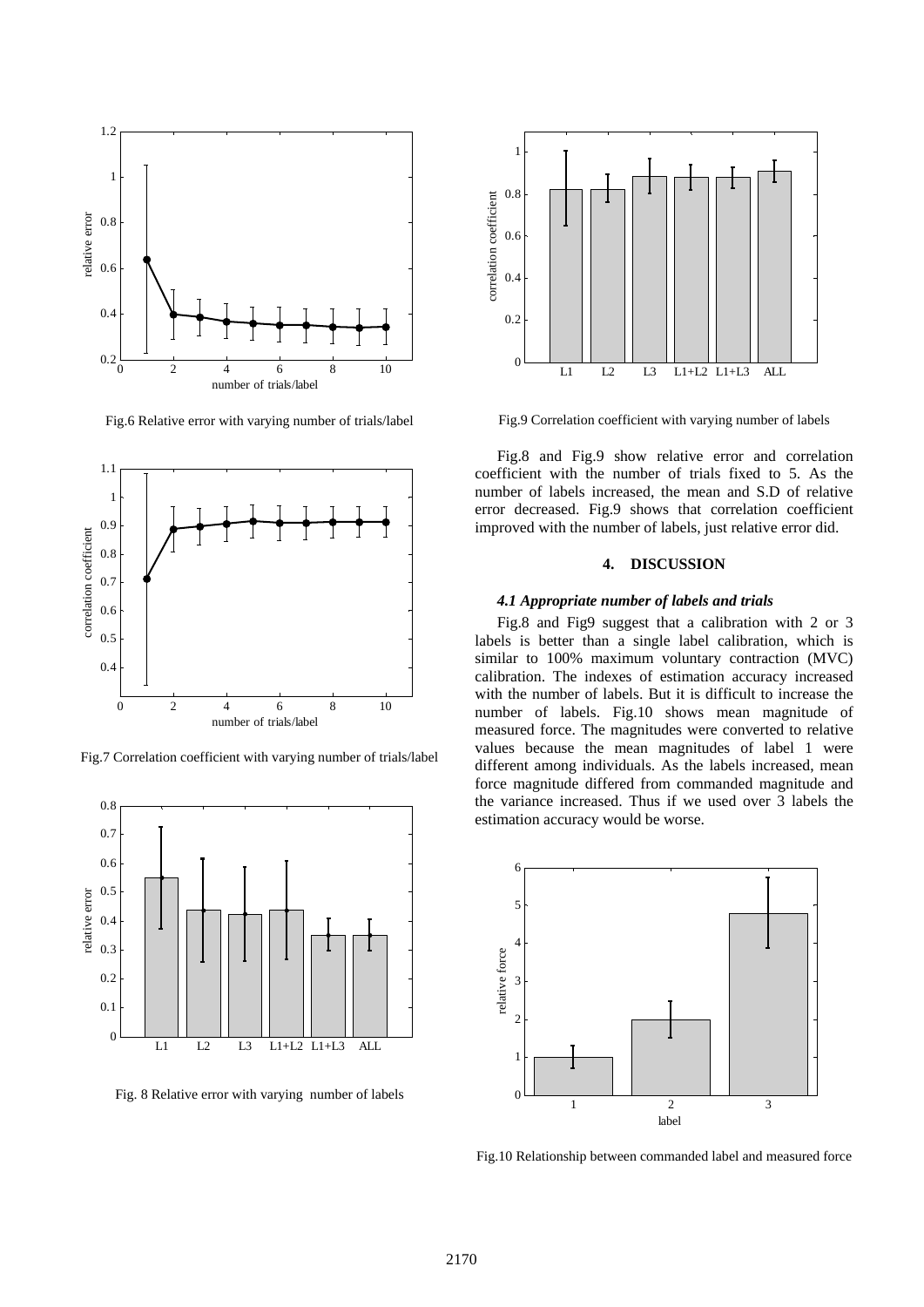Fig.6 Relative error with varying number of trials/label

Fig.7 Correlation coefficient with varying number of trials/label

Fig. 8 Relative error with varying number of labels

Fig.9 Correlation coefficient with varying number of labels

Fig.8 and Fig.9 show relative error and correlation coefficient with the number of trials fixed to 5. As the number of labels increased, the mean and S.D of relative error decreased. Fig.9 shows that correlation coefficient improved with the number of labels, just relative error did.

## 4. DISCUSSION

### *4.1 Appropriate number of labels and trials*

Fig.8 and Fig9 suggest that a calibration with 2 or 3 labels is better than a single label calibration, which is similar to 100% maximum voluntary contraction (MVC) calibration. The indexes of estimation accuracy increased with the number of labels. But it is difficult to increase the number of labels. Fig.10 shows mean magnitude of measured force. The magnitudes were converted to relative values because the mean magnitudes of label 1 were different among individuals. As the labels increased, mean force magnitude differed from commanded magnitude and the variance increased. Thus if we used over 3 labels the estimation accuracy would be worse.

Fig.10 Relationship between commanded label and measured force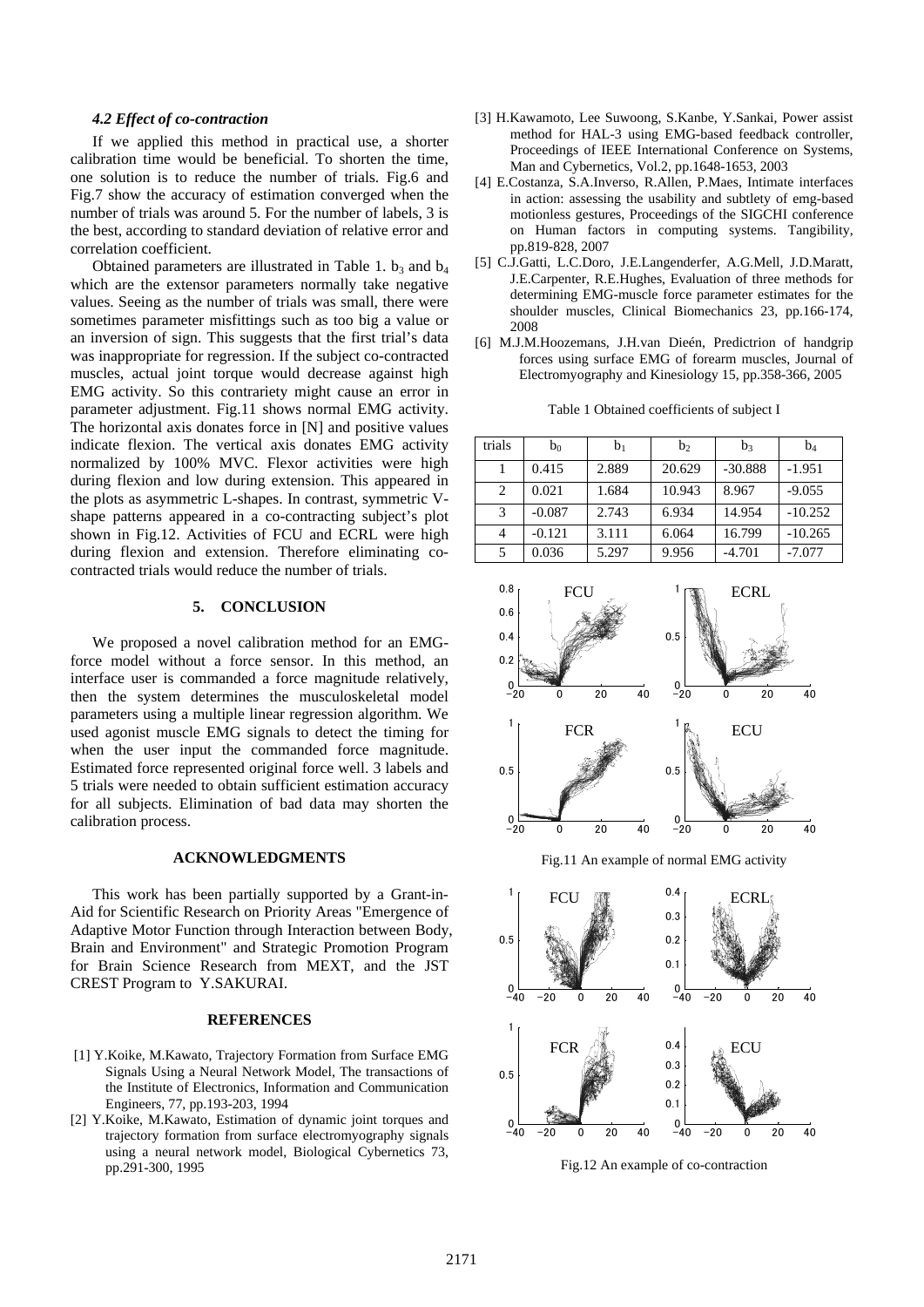### *4.2 Effect of co-contraction*

If we applied this method in practical use, a shorter calibration time would be beneficial. To shorten the time, one solution is to reduce the number of trials. Fig.6 and Fig.7 show the accuracy of estimation converged when the number of trials was around 5. For the number of labels, 3 is the best, according to standard deviation of relative error and correlation coefficient.

Obtained parameters are illustrated in Table 1. $b_3$ and $b_4$ which are the extensor parameters normally take negative values. Seeing as the number of trials was small, there were sometimes parameter misfittings such as too big a value or an inversion of sign. This suggests that the first trial's data was inappropriate for regression. If the subject co-contracted muscles, actual joint torque would decrease against high EMG activity. So this contrariety might cause an error in parameter adjustment. Fig.11 shows normal EMG activity. The horizontal axis donates force in [N] and positive values indicate flexion. The vertical axis donates EMG activity normalized by 100% MVC. Flexor activities were high during flexion and low during extension. This appeared in the plots as asymmetric L-shapes. In contrast, symmetric V-shape patterns appeared in a co-contracting subject's plot shown in Fig.12. Activities of FCU and ECRL were high during flexion and extension. Therefore eliminating co-contracted trials would reduce the number of trials.

## 5. CONCLUSION

We proposed a novel calibration method for an EMG-force model without a force sensor. In this method, an interface user is commanded a force magnitude relatively, then the system determines the musculoskeletal model parameters using a multiple linear regression algorithm. We used agonist muscle EMG signals to detect the timing for when the user input the commanded force magnitude. Estimated force represented original force well. 3 labels and 5 trials were needed to obtain sufficient estimation accuracy for all subjects. Elimination of bad data may shorten the calibration process.

## ACKNOWLEDGMENTS

This work has been partially supported by a Grant-in-Aid for Scientific Research on Priority Areas "Emergence of Adaptive Motor Function through Interaction between Body, Brain and Environment" and Strategic Promotion Program for Brain Science Research from MEXT, and the JST CREST Program to Y.SAKURAI.

## REFERENCES

[1] Y.Koike, M.Kawato, Trajectory Formation from Surface EMG Signals Using a Neural Network Model, The transactions of the Institute of Electronics, Information and Communication Engineers, 77, pp.193-203, 1994

[2] Y.Koike, M.Kawato, Estimation of dynamic joint torques and trajectory formation from surface electromyography signals using a neural network model, Biological Cybernetics 73, pp.291-300, 1995

[3] H.Kawamoto, Lee Suwoong, S.Kanbe, Y.Sankai, Power assist method for HAL-3 using EMG-based feedback controller, Proceedings of IEEE International Conference on Systems, Man and Cybernetics, Vol.2, pp.1648-1653, 2003

[4] E.Costanza, S.A.Inverso, R.Allen, P.Maes, Intimate interfaces in action: assessing the usability and subtlety of emg-based motionless gestures, Proceedings of the SIGCHI conference on Human factors in computing systems. Tangibility, pp.819-828, 2007

[5] C.J.Gatti, L.C.Doro, J.E.Langenderfer, A.G.Mell, J.D.Maratt, J.E.Carpenter, R.E.Hughes, Evaluation of three methods for determining EMG-muscle force parameter estimates for the shoulder muscles, Clinical Biomechanics 23, pp.166-174, 2008

[6] M.J.M.Hoozemans, J.H.van Dieén, Predictrion of handgrip forces using surface EMG of forearm muscles, Journal of Electromyography and Kinesiology 15, pp.358-366, 2005

Table 1 Obtained coefficients of subject I

| trials | $b_0$ | $b_1$ | $b_2$ | $b_3$ | $b_4$ |
|---|---|---|---|---|---|
| 1 | 0.415 | 2.889 | 20.629 | -30.888 | -1.951 |
| 2 | 0.021 | 1.684 | 10.943 | 8.967 | -9.055 |
| 3 | -0.087 | 2.743 | 6.934 | 14.954 | -10.252 |
| 4 | -0.121 | 3.111 | 6.064 | 16.799 | -10.265 |
| 5 | 0.036 | 5.297 | 9.956 | -4.701 | -7.077 |

FCU
ECRL
FCR
ECU

Fig.11 An example of normal EMG activity

FCU
ECRL
FCR
ECU

Fig.12 An example of co-contraction